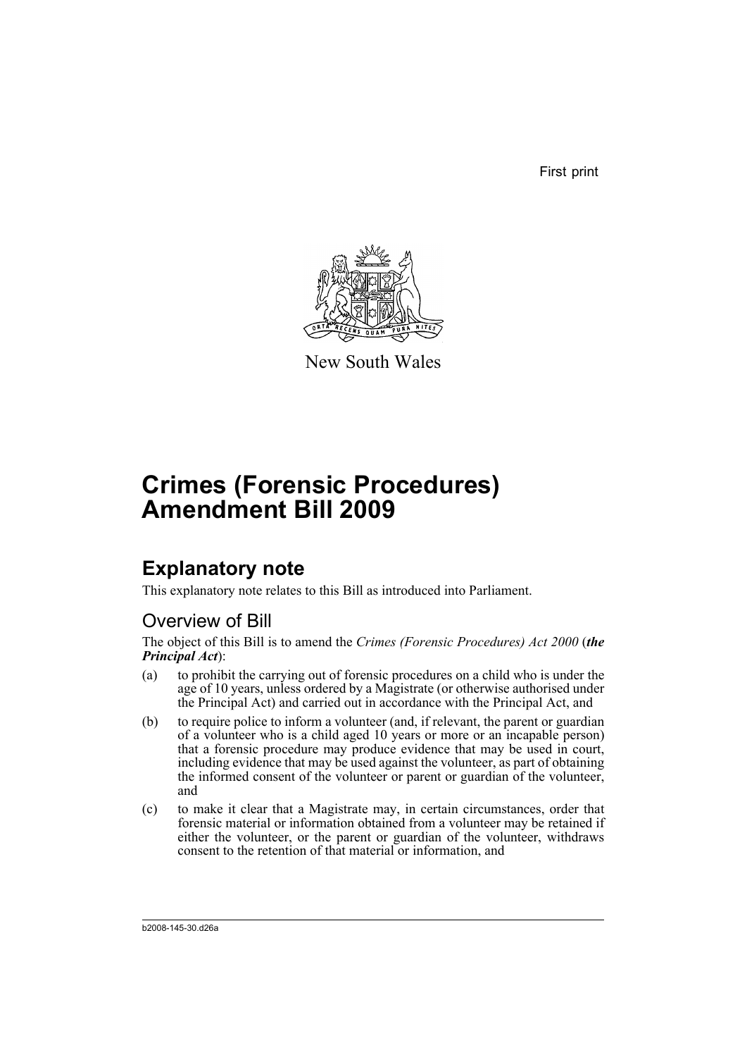First print

New South Wales

# Crimes (Forensic Procedures) Amendment Bill 2009

## Explanatory note

This explanatory note relates to this Bill as introduced into Parliament.

### Overview of Bill

The object of this Bill is to amend the *Crimes (Forensic Procedures) Act 2000* (***the Principal Act***):

(a) to prohibit the carrying out of forensic procedures on a child who is under the age of 10 years, unless ordered by a Magistrate (or otherwise authorised under the Principal Act) and carried out in accordance with the Principal Act, and

(b) to require police to inform a volunteer (and, if relevant, the parent or guardian of a volunteer who is a child aged 10 years or more or an incapable person) that a forensic procedure may produce evidence that may be used in court, including evidence that may be used against the volunteer, as part of obtaining the informed consent of the volunteer or parent or guardian of the volunteer, and

(c) to make it clear that a Magistrate may, in certain circumstances, order that forensic material or information obtained from a volunteer may be retained if either the volunteer, or the parent or guardian of the volunteer, withdraws consent to the retention of that material or information, and

b2008-145-30.d26a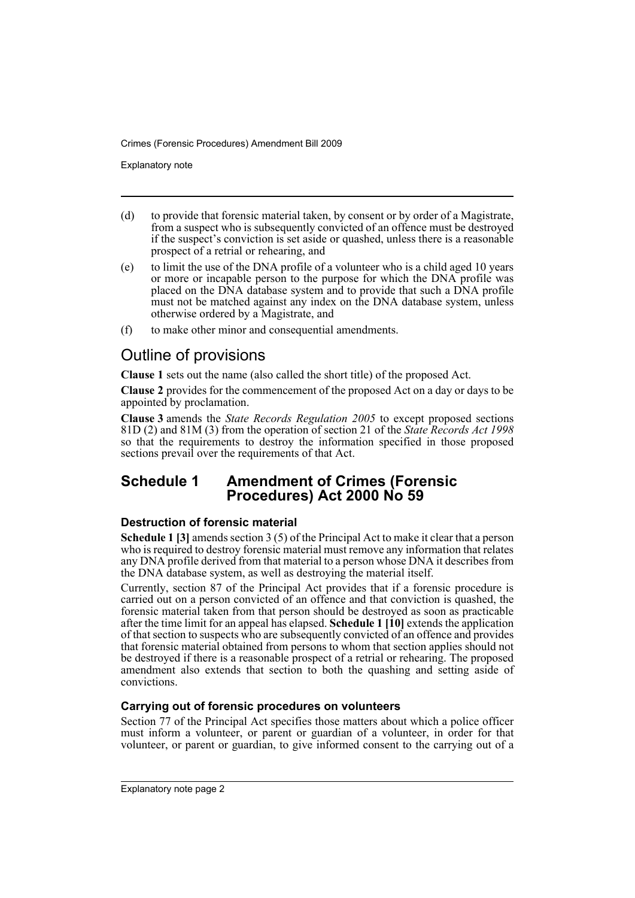(d) to provide that forensic material taken, by consent or by order of a Magistrate, from a suspect who is subsequently convicted of an offence must be destroyed if the suspect's conviction is set aside or quashed, unless there is a reasonable prospect of a retrial or rehearing, and

(e) to limit the use of the DNA profile of a volunteer who is a child aged 10 years or more or incapable person to the purpose for which the DNA profile was placed on the DNA database system and to provide that such a DNA profile must not be matched against any index on the DNA database system, unless otherwise ordered by a Magistrate, and

(f) to make other minor and consequential amendments.

## Outline of provisions

**Clause 1** sets out the name (also called the short title) of the proposed Act.

**Clause 2** provides for the commencement of the proposed Act on a day or days to be appointed by proclamation.

**Clause 3** amends the *State Records Regulation 2005* to except proposed sections 81D (2) and 81M (3) from the operation of section 21 of the *State Records Act 1998* so that the requirements to destroy the information specified in those proposed sections prevail over the requirements of that Act.

## Schedule 1 Amendment of Crimes (Forensic Procedures) Act 2000 No 59

### Destruction of forensic material

**Schedule 1 [3]** amends section 3 (5) of the Principal Act to make it clear that a person who is required to destroy forensic material must remove any information that relates any DNA profile derived from that material to a person whose DNA it describes from the DNA database system, as well as destroying the material itself.

Currently, section 87 of the Principal Act provides that if a forensic procedure is carried out on a person convicted of an offence and that conviction is quashed, the forensic material taken from that person should be destroyed as soon as practicable after the time limit for an appeal has elapsed. **Schedule 1 [10]** extends the application of that section to suspects who are subsequently convicted of an offence and provides that forensic material obtained from persons to whom that section applies should not be destroyed if there is a reasonable prospect of a retrial or rehearing. The proposed amendment also extends that section to both the quashing and setting aside of convictions.

### Carrying out of forensic procedures on volunteers

Section 77 of the Principal Act specifies those matters about which a police officer must inform a volunteer, or parent or guardian of a volunteer, in order for that volunteer, or parent or guardian, to give informed consent to the carrying out of a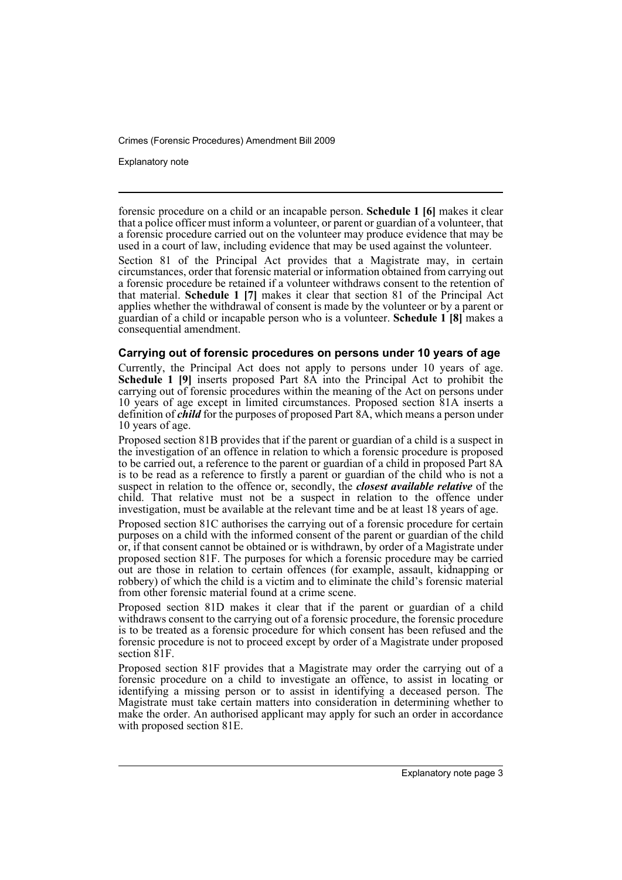forensic procedure on a child or an incapable person. **Schedule 1 [6]** makes it clear that a police officer must inform a volunteer, or parent or guardian of a volunteer, that a forensic procedure carried out on the volunteer may produce evidence that may be used in a court of law, including evidence that may be used against the volunteer.

Section 81 of the Principal Act provides that a Magistrate may, in certain circumstances, order that forensic material or information obtained from carrying out a forensic procedure be retained if a volunteer withdraws consent to the retention of that material. **Schedule 1 [7]** makes it clear that section 81 of the Principal Act applies whether the withdrawal of consent is made by the volunteer or by a parent or guardian of a child or incapable person who is a volunteer. **Schedule 1 [8]** makes a consequential amendment.

### Carrying out of forensic procedures on persons under 10 years of age

Currently, the Principal Act does not apply to persons under 10 years of age. **Schedule 1 [9]** inserts proposed Part 8A into the Principal Act to prohibit the carrying out of forensic procedures within the meaning of the Act on persons under 10 years of age except in limited circumstances. Proposed section 81A inserts a definition of ***child*** for the purposes of proposed Part 8A, which means a person under 10 years of age.

Proposed section 81B provides that if the parent or guardian of a child is a suspect in the investigation of an offence in relation to which a forensic procedure is proposed to be carried out, a reference to the parent or guardian of a child in proposed Part 8A is to be read as a reference to firstly a parent or guardian of the child who is not a suspect in relation to the offence or, secondly, the ***closest available relative*** of the child. That relative must not be a suspect in relation to the offence under investigation, must be available at the relevant time and be at least 18 years of age.

Proposed section 81C authorises the carrying out of a forensic procedure for certain purposes on a child with the informed consent of the parent or guardian of the child or, if that consent cannot be obtained or is withdrawn, by order of a Magistrate under proposed section 81F. The purposes for which a forensic procedure may be carried out are those in relation to certain offences (for example, assault, kidnapping or robbery) of which the child is a victim and to eliminate the child's forensic material from other forensic material found at a crime scene.

Proposed section 81D makes it clear that if the parent or guardian of a child withdraws consent to the carrying out of a forensic procedure, the forensic procedure is to be treated as a forensic procedure for which consent has been refused and the forensic procedure is not to proceed except by order of a Magistrate under proposed section 81F.

Proposed section 81F provides that a Magistrate may order the carrying out of a forensic procedure on a child to investigate an offence, to assist in locating or identifying a missing person or to assist in identifying a deceased person. The Magistrate must take certain matters into consideration in determining whether to make the order. An authorised applicant may apply for such an order in accordance with proposed section 81E.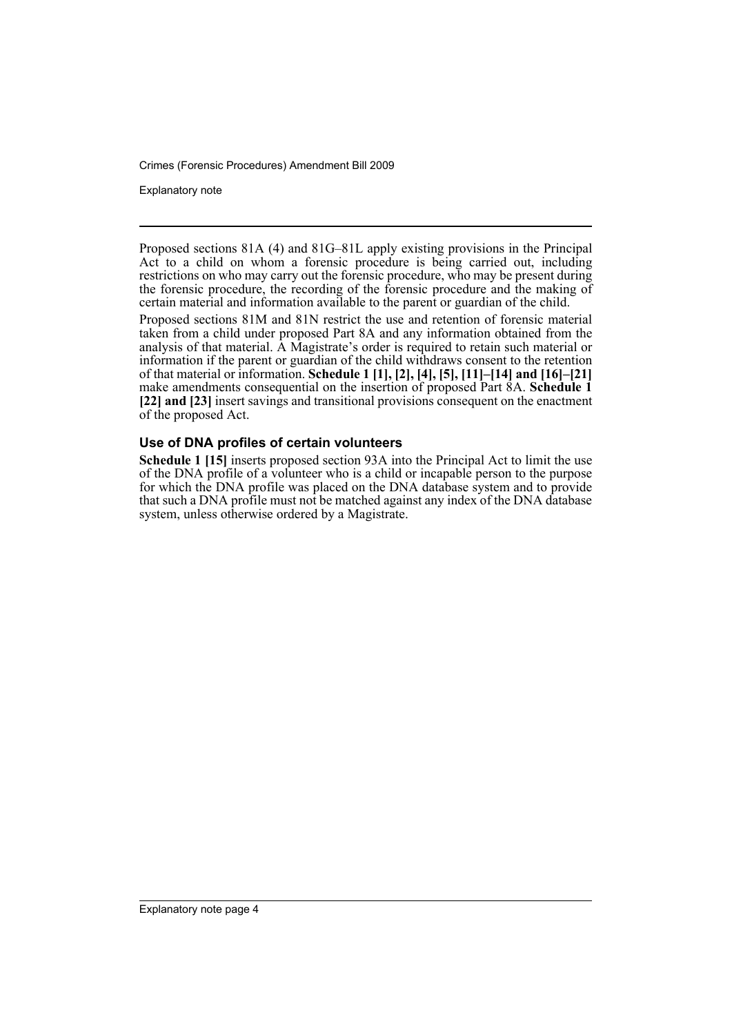Proposed sections 81A (4) and 81G–81L apply existing provisions in the Principal Act to a child on whom a forensic procedure is being carried out, including restrictions on who may carry out the forensic procedure, who may be present during the forensic procedure, the recording of the forensic procedure and the making of certain material and information available to the parent or guardian of the child.

Proposed sections 81M and 81N restrict the use and retention of forensic material taken from a child under proposed Part 8A and any information obtained from the analysis of that material. A Magistrate's order is required to retain such material or information if the parent or guardian of the child withdraws consent to the retention of that material or information. **Schedule 1 [1], [2], [4], [5], [11]–[14] and [16]–[21]** make amendments consequential on the insertion of proposed Part 8A. **Schedule 1 [22] and [23]** insert savings and transitional provisions consequent on the enactment of the proposed Act.

### Use of DNA profiles of certain volunteers

**Schedule 1 [15]** inserts proposed section 93A into the Principal Act to limit the use of the DNA profile of a volunteer who is a child or incapable person to the purpose for which the DNA profile was placed on the DNA database system and to provide that such a DNA profile must not be matched against any index of the DNA database system, unless otherwise ordered by a Magistrate.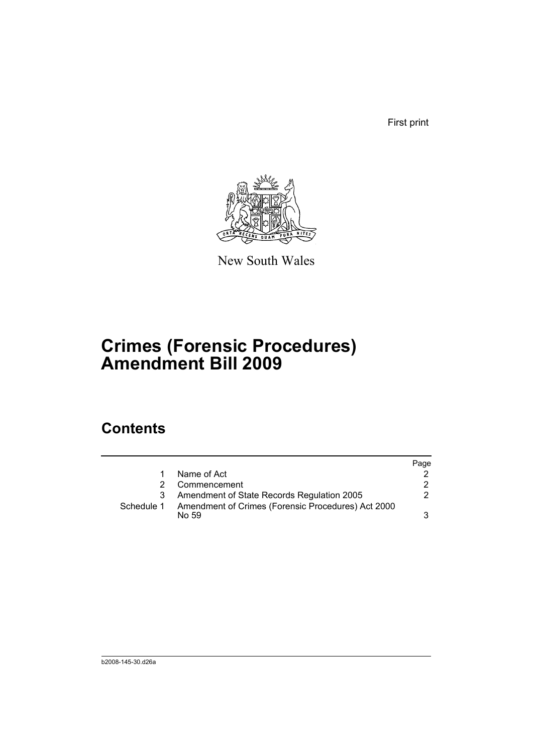First print

New South Wales

# Crimes (Forensic Procedures) Amendment Bill 2009

## Contents

| | | Page |
|---|---|---|
| 1 | Name of Act | 2 |
| 2 | Commencement | 2 |
| 3 | Amendment of State Records Regulation 2005 | 2 |
| Schedule 1 | Amendment of Crimes (Forensic Procedures) Act 2000 No 59 | 3 |

b2008-145-30.d26a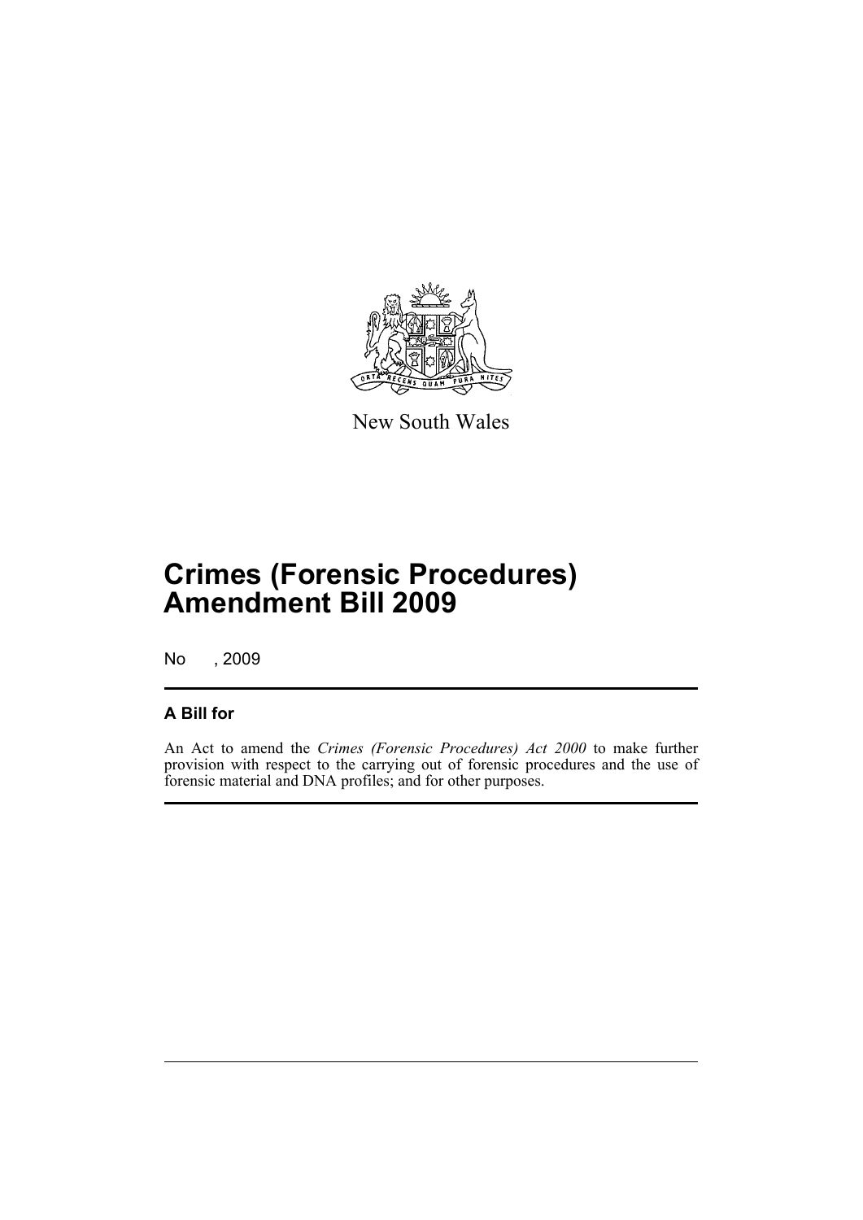New South Wales

# Crimes (Forensic Procedures) Amendment Bill 2009

No , 2009

## A Bill for

An Act to amend the *Crimes (Forensic Procedures) Act 2000* to make further provision with respect to the carrying out of forensic procedures and the use of forensic material and DNA profiles; and for other purposes.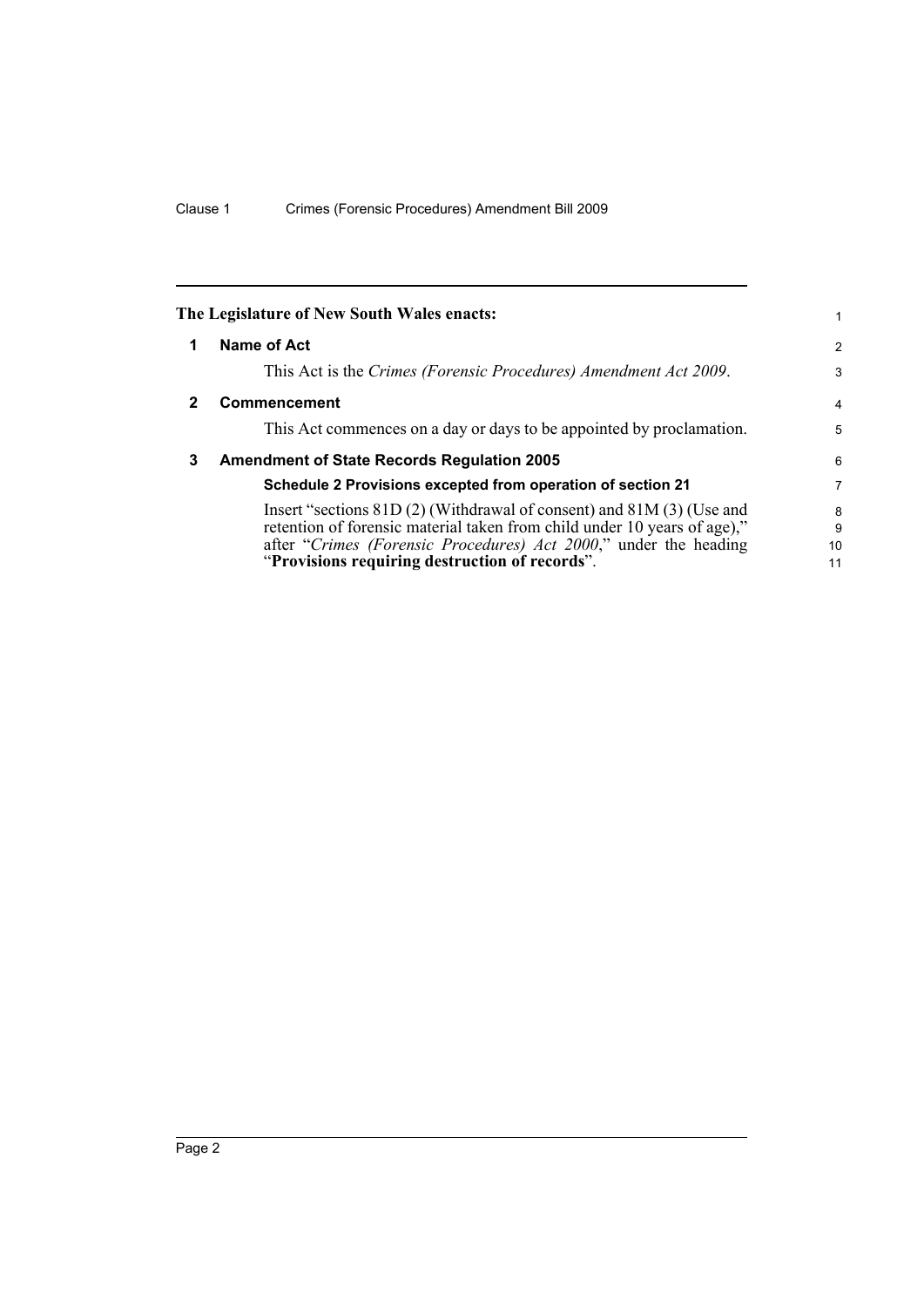**The Legislature of New South Wales enacts:**

## 1 Name of Act

This Act is the *Crimes (Forensic Procedures) Amendment Act 2009*.

## 2 Commencement

This Act commences on a day or days to be appointed by proclamation.

## 3 Amendment of State Records Regulation 2005

**Schedule 2 Provisions excepted from operation of section 21**

Insert "sections 81D (2) (Withdrawal of consent) and 81M (3) (Use and retention of forensic material taken from child under 10 years of age)," after "*Crimes (Forensic Procedures) Act 2000*," under the heading "**Provisions requiring destruction of records**".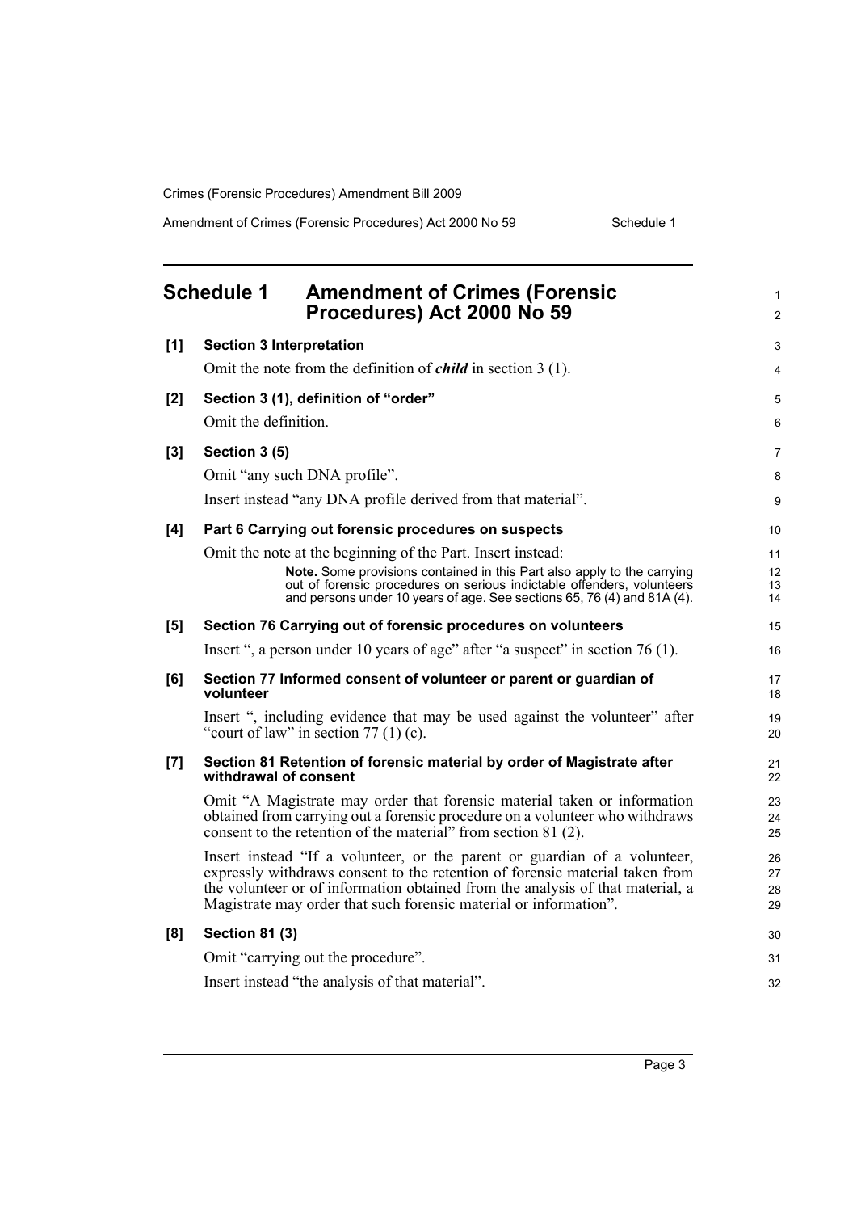## Schedule 1 Amendment of Crimes (Forensic Procedures) Act 2000 No 59

**[1] Section 3 Interpretation**

Omit the note from the definition of ***child*** in section 3 (1).

**[2] Section 3 (1), definition of "order"**

Omit the definition.

**[3] Section 3 (5)**

Omit "any such DNA profile".

Insert instead "any DNA profile derived from that material".

**[4] Part 6 Carrying out forensic procedures on suspects**

Omit the note at the beginning of the Part. Insert instead:

> **Note.** Some provisions contained in this Part also apply to the carrying out of forensic procedures on serious indictable offenders, volunteers and persons under 10 years of age. See sections 65, 76 (4) and 81A (4).

**[5] Section 76 Carrying out of forensic procedures on volunteers**

Insert ", a person under 10 years of age" after "a suspect" in section 76 (1).

**[6] Section 77 Informed consent of volunteer or parent or guardian of volunteer**

Insert ", including evidence that may be used against the volunteer" after "court of law" in section 77 (1) (c).

**[7] Section 81 Retention of forensic material by order of Magistrate after withdrawal of consent**

Omit "A Magistrate may order that forensic material taken or information obtained from carrying out a forensic procedure on a volunteer who withdraws consent to the retention of the material" from section 81 (2).

Insert instead "If a volunteer, or the parent or guardian of a volunteer, expressly withdraws consent to the retention of forensic material taken from the volunteer or of information obtained from the analysis of that material, a Magistrate may order that such forensic material or information".

**[8] Section 81 (3)**

Omit "carrying out the procedure".

Insert instead "the analysis of that material".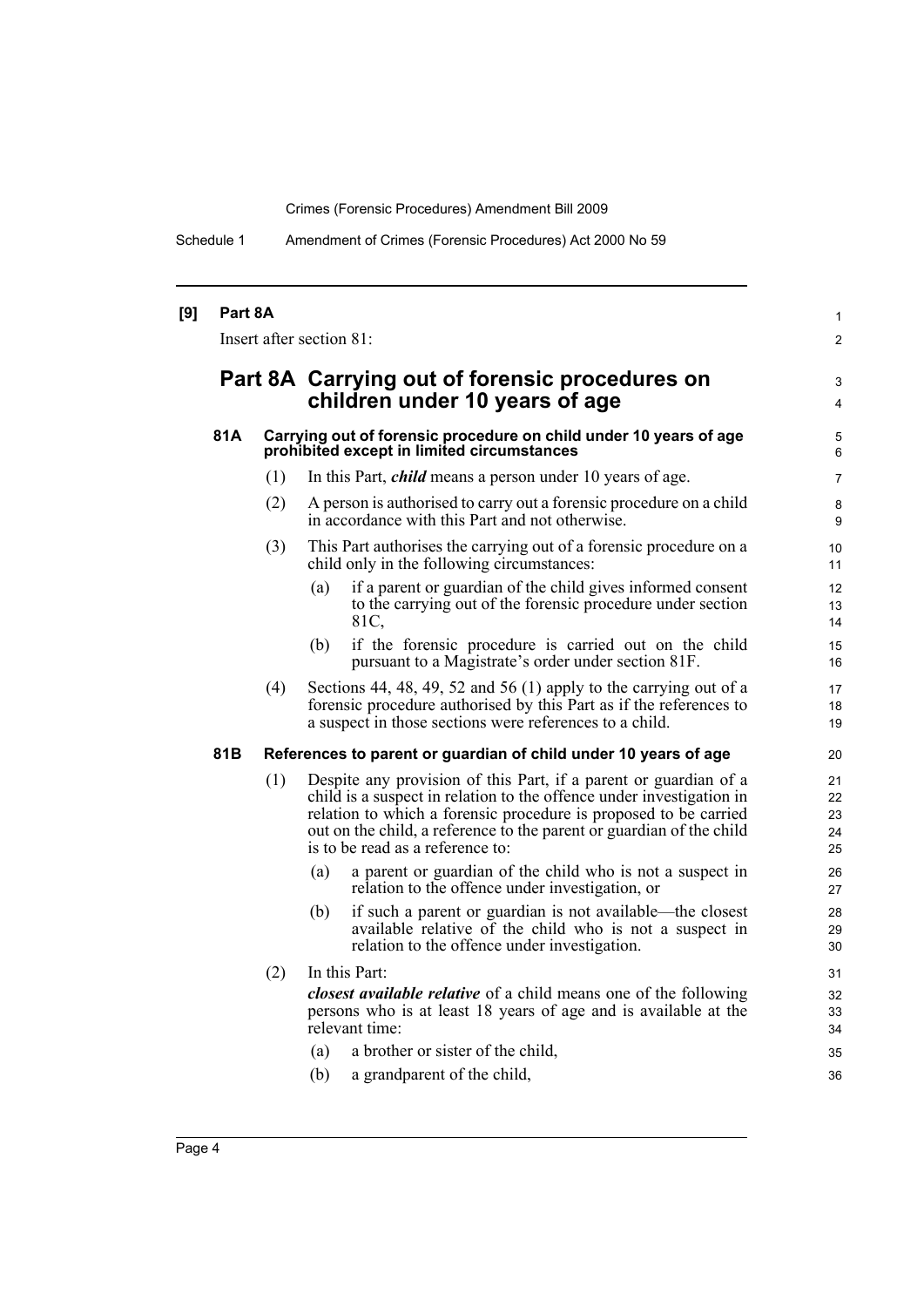**[9] Part 8A**

Insert after section 81:

## Part 8A Carrying out of forensic procedures on children under 10 years of age

### 81A Carrying out of forensic procedure on child under 10 years of age prohibited except in limited circumstances

(1) In this Part, ***child*** means a person under 10 years of age.

(2) A person is authorised to carry out a forensic procedure on a child in accordance with this Part and not otherwise.

(3) This Part authorises the carrying out of a forensic procedure on a child only in the following circumstances:

- (a) if a parent or guardian of the child gives informed consent to the carrying out of the forensic procedure under section 81C,
- (b) if the forensic procedure is carried out on the child pursuant to a Magistrate's order under section 81F.

(4) Sections 44, 48, 49, 52 and 56 (1) apply to the carrying out of a forensic procedure authorised by this Part as if the references to a suspect in those sections were references to a child.

### 81B References to parent or guardian of child under 10 years of age

(1) Despite any provision of this Part, if a parent or guardian of a child is a suspect in relation to the offence under investigation in relation to which a forensic procedure is proposed to be carried out on the child, a reference to the parent or guardian of the child is to be read as a reference to:

- (a) a parent or guardian of the child who is not a suspect in relation to the offence under investigation, or
- (b) if such a parent or guardian is not available—the closest available relative of the child who is not a suspect in relation to the offence under investigation.

(2) In this Part:

***closest available relative*** of a child means one of the following persons who is at least 18 years of age and is available at the relevant time:

- (a) a brother or sister of the child,
- (b) a grandparent of the child,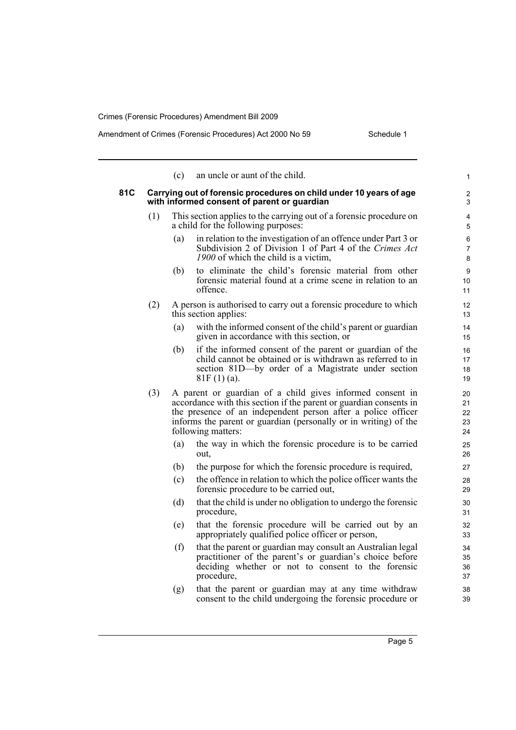(c) an uncle or aunt of the child.

**81C Carrying out of forensic procedures on child under 10 years of age with informed consent of parent or guardian**

(1) This section applies to the carrying out of a forensic procedure on a child for the following purposes:

(a) in relation to the investigation of an offence under Part 3 or Subdivision 2 of Division 1 of Part 4 of the *Crimes Act 1900* of which the child is a victim,

(b) to eliminate the child's forensic material from other forensic material found at a crime scene in relation to an offence.

(2) A person is authorised to carry out a forensic procedure to which this section applies:

(a) with the informed consent of the child's parent or guardian given in accordance with this section, or

(b) if the informed consent of the parent or guardian of the child cannot be obtained or is withdrawn as referred to in section 81D—by order of a Magistrate under section 81F (1) (a).

(3) A parent or guardian of a child gives informed consent in accordance with this section if the parent or guardian consents in the presence of an independent person after a police officer informs the parent or guardian (personally or in writing) of the following matters:

(a) the way in which the forensic procedure is to be carried out,

(b) the purpose for which the forensic procedure is required,

(c) the offence in relation to which the police officer wants the forensic procedure to be carried out,

(d) that the child is under no obligation to undergo the forensic procedure,

(e) that the forensic procedure will be carried out by an appropriately qualified police officer or person,

(f) that the parent or guardian may consult an Australian legal practitioner of the parent's or guardian's choice before deciding whether or not to consent to the forensic procedure,

(g) that the parent or guardian may at any time withdraw consent to the child undergoing the forensic procedure or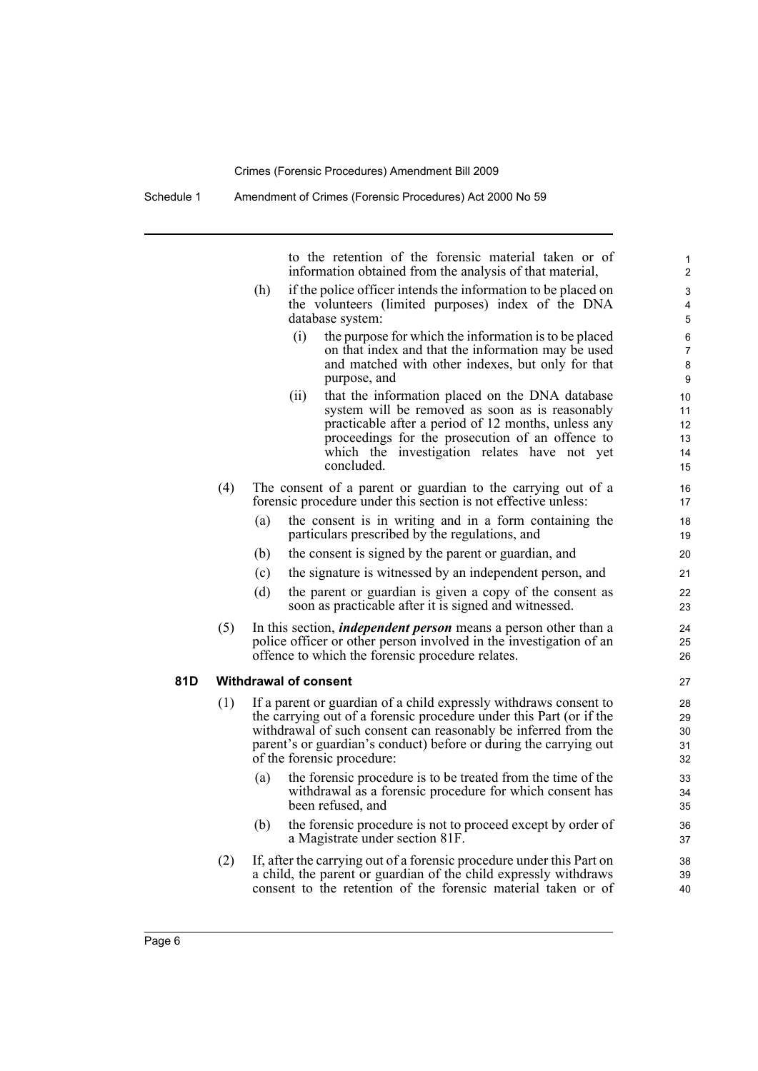to the retention of the forensic material taken or of information obtained from the analysis of that material,

(h) if the police officer intends the information to be placed on the volunteers (limited purposes) index of the DNA database system:

(i) the purpose for which the information is to be placed on that index and that the information may be used and matched with other indexes, but only for that purpose, and

(ii) that the information placed on the DNA database system will be removed as soon as is reasonably practicable after a period of 12 months, unless any proceedings for the prosecution of an offence to which the investigation relates have not yet concluded.

(4) The consent of a parent or guardian to the carrying out of a forensic procedure under this section is not effective unless:

(a) the consent is in writing and in a form containing the particulars prescribed by the regulations, and

(b) the consent is signed by the parent or guardian, and

(c) the signature is witnessed by an independent person, and

(d) the parent or guardian is given a copy of the consent as soon as practicable after it is signed and witnessed.

(5) In this section, ***independent person*** means a person other than a police officer or other person involved in the investigation of an offence to which the forensic procedure relates.

**81D Withdrawal of consent**

(1) If a parent or guardian of a child expressly withdraws consent to the carrying out of a forensic procedure under this Part (or if the withdrawal of such consent can reasonably be inferred from the parent's or guardian's conduct) before or during the carrying out of the forensic procedure:

(a) the forensic procedure is to be treated from the time of the withdrawal as a forensic procedure for which consent has been refused, and

(b) the forensic procedure is not to proceed except by order of a Magistrate under section 81F.

(2) If, after the carrying out of a forensic procedure under this Part on a child, the parent or guardian of the child expressly withdraws consent to the retention of the forensic material taken or of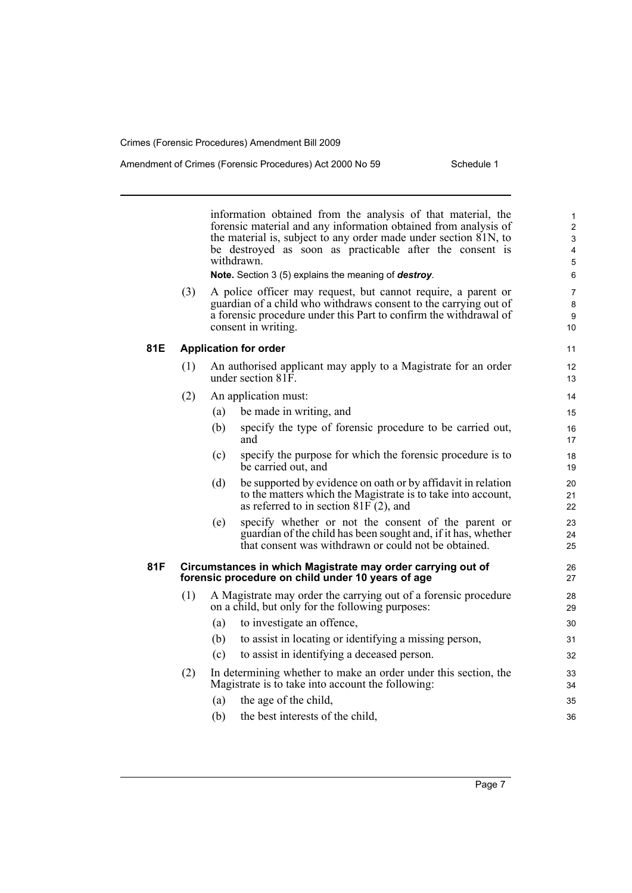information obtained from the analysis of that material, the forensic material and any information obtained from analysis of the material is, subject to any order made under section 81N, to be destroyed as soon as practicable after the consent is withdrawn.

**Note.** Section 3 (5) explains the meaning of ***destroy***.

(3) A police officer may request, but cannot require, a parent or guardian of a child who withdraws consent to the carrying out of a forensic procedure under this Part to confirm the withdrawal of consent in writing.

**81E Application for order**

(1) An authorised applicant may apply to a Magistrate for an order under section 81F.

(2) An application must:

(a) be made in writing, and

(b) specify the type of forensic procedure to be carried out, and

(c) specify the purpose for which the forensic procedure is to be carried out, and

(d) be supported by evidence on oath or by affidavit in relation to the matters which the Magistrate is to take into account, as referred to in section 81F (2), and

(e) specify whether or not the consent of the parent or guardian of the child has been sought and, if it has, whether that consent was withdrawn or could not be obtained.

**81F Circumstances in which Magistrate may order carrying out of forensic procedure on child under 10 years of age**

(1) A Magistrate may order the carrying out of a forensic procedure on a child, but only for the following purposes:

(a) to investigate an offence,

(b) to assist in locating or identifying a missing person,

(c) to assist in identifying a deceased person.

(2) In determining whether to make an order under this section, the Magistrate is to take into account the following:

(a) the age of the child,

(b) the best interests of the child,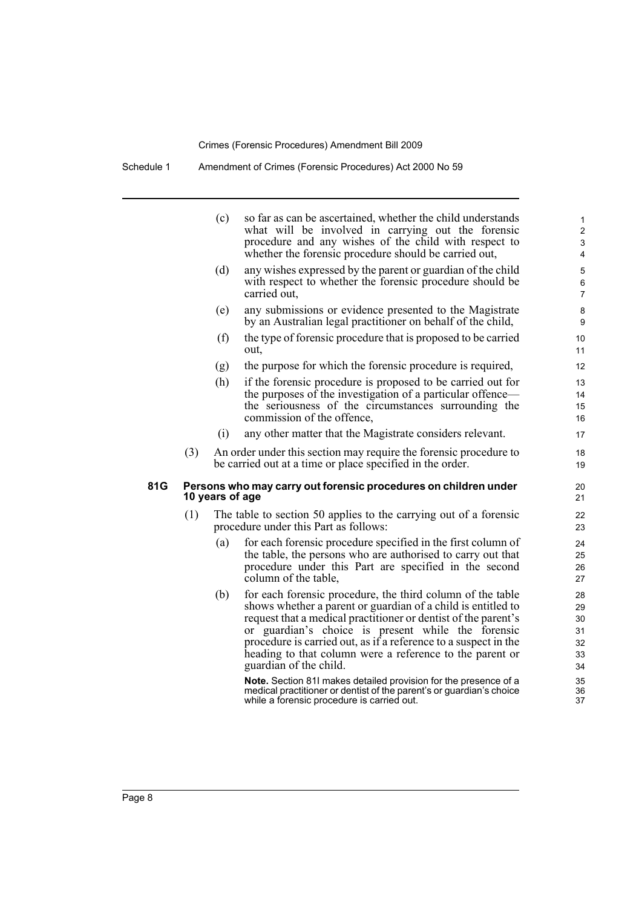(c) so far as can be ascertained, whether the child understands what will be involved in carrying out the forensic procedure and any wishes of the child with respect to whether the forensic procedure should be carried out,

(d) any wishes expressed by the parent or guardian of the child with respect to whether the forensic procedure should be carried out,

(e) any submissions or evidence presented to the Magistrate by an Australian legal practitioner on behalf of the child,

(f) the type of forensic procedure that is proposed to be carried out,

(g) the purpose for which the forensic procedure is required,

(h) if the forensic procedure is proposed to be carried out for the purposes of the investigation of a particular offence—the seriousness of the circumstances surrounding the commission of the offence,

(i) any other matter that the Magistrate considers relevant.

(3) An order under this section may require the forensic procedure to be carried out at a time or place specified in the order.

**81G Persons who may carry out forensic procedures on children under 10 years of age**

(1) The table to section 50 applies to the carrying out of a forensic procedure under this Part as follows:

(a) for each forensic procedure specified in the first column of the table, the persons who are authorised to carry out that procedure under this Part are specified in the second column of the table,

(b) for each forensic procedure, the third column of the table shows whether a parent or guardian of a child is entitled to request that a medical practitioner or dentist of the parent's or guardian's choice is present while the forensic procedure is carried out, as if a reference to a suspect in the heading to that column were a reference to the parent or guardian of the child.

**Note.** Section 81I makes detailed provision for the presence of a medical practitioner or dentist of the parent's or guardian's choice while a forensic procedure is carried out.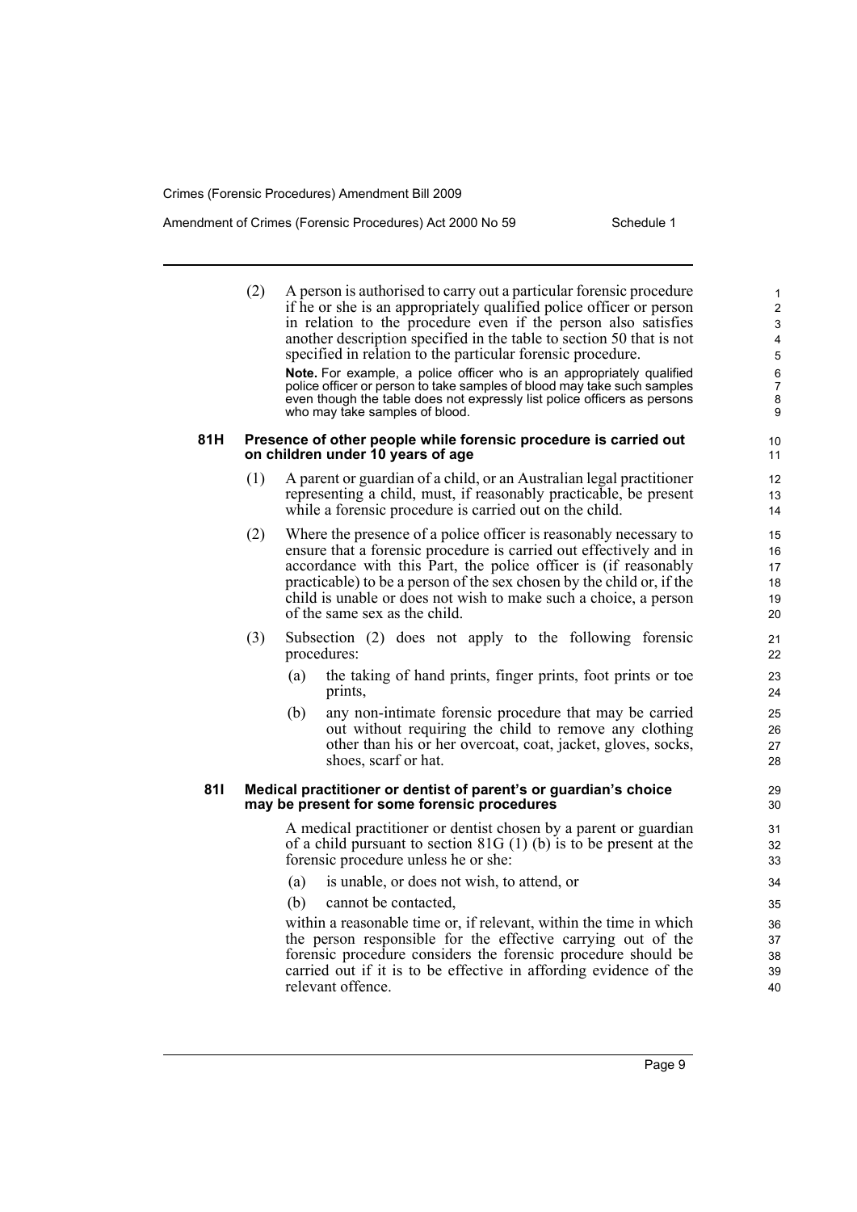(2) A person is authorised to carry out a particular forensic procedure if he or she is an appropriately qualified police officer or person in relation to the procedure even if the person also satisfies another description specified in the table to section 50 that is not specified in relation to the particular forensic procedure.

**Note.** For example, a police officer who is an appropriately qualified police officer or person to take samples of blood may take such samples even though the table does not expressly list police officers as persons who may take samples of blood.

**81H Presence of other people while forensic procedure is carried out on children under 10 years of age**

(1) A parent or guardian of a child, or an Australian legal practitioner representing a child, must, if reasonably practicable, be present while a forensic procedure is carried out on the child.

(2) Where the presence of a police officer is reasonably necessary to ensure that a forensic procedure is carried out effectively and in accordance with this Part, the police officer is (if reasonably practicable) to be a person of the sex chosen by the child or, if the child is unable or does not wish to make such a choice, a person of the same sex as the child.

(3) Subsection (2) does not apply to the following forensic procedures:

(a) the taking of hand prints, finger prints, foot prints or toe prints,

(b) any non-intimate forensic procedure that may be carried out without requiring the child to remove any clothing other than his or her overcoat, coat, jacket, gloves, socks, shoes, scarf or hat.

**81I Medical practitioner or dentist of parent's or guardian's choice may be present for some forensic procedures**

A medical practitioner or dentist chosen by a parent or guardian of a child pursuant to section 81G (1) (b) is to be present at the forensic procedure unless he or she:

(a) is unable, or does not wish, to attend, or

(b) cannot be contacted,

within a reasonable time or, if relevant, within the time in which the person responsible for the effective carrying out of the forensic procedure considers the forensic procedure should be carried out if it is to be effective in affording evidence of the relevant offence.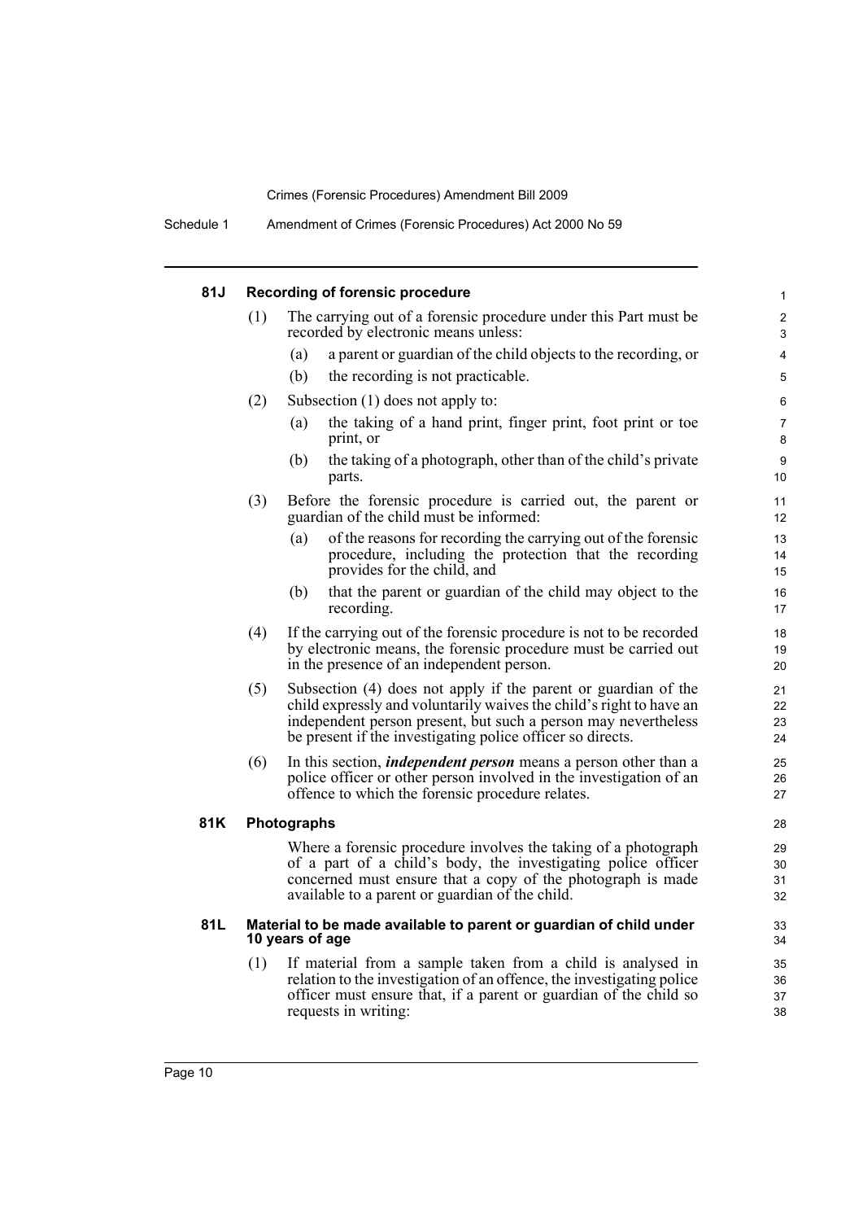#### 81J Recording of forensic procedure

(1) The carrying out of a forensic procedure under this Part must be recorded by electronic means unless:

(a) a parent or guardian of the child objects to the recording, or

(b) the recording is not practicable.

(2) Subsection (1) does not apply to:

(a) the taking of a hand print, finger print, foot print or toe print, or

(b) the taking of a photograph, other than of the child's private parts.

(3) Before the forensic procedure is carried out, the parent or guardian of the child must be informed:

(a) of the reasons for recording the carrying out of the forensic procedure, including the protection that the recording provides for the child, and

(b) that the parent or guardian of the child may object to the recording.

(4) If the carrying out of the forensic procedure is not to be recorded by electronic means, the forensic procedure must be carried out in the presence of an independent person.

(5) Subsection (4) does not apply if the parent or guardian of the child expressly and voluntarily waives the child's right to have an independent person present, but such a person may nevertheless be present if the investigating police officer so directs.

(6) In this section, ***independent person*** means a person other than a police officer or other person involved in the investigation of an offence to which the forensic procedure relates.

#### 81K Photographs

Where a forensic procedure involves the taking of a photograph of a part of a child's body, the investigating police officer concerned must ensure that a copy of the photograph is made available to a parent or guardian of the child.

#### 81L Material to be made available to parent or guardian of child under 10 years of age

(1) If material from a sample taken from a child is analysed in relation to the investigation of an offence, the investigating police officer must ensure that, if a parent or guardian of the child so requests in writing: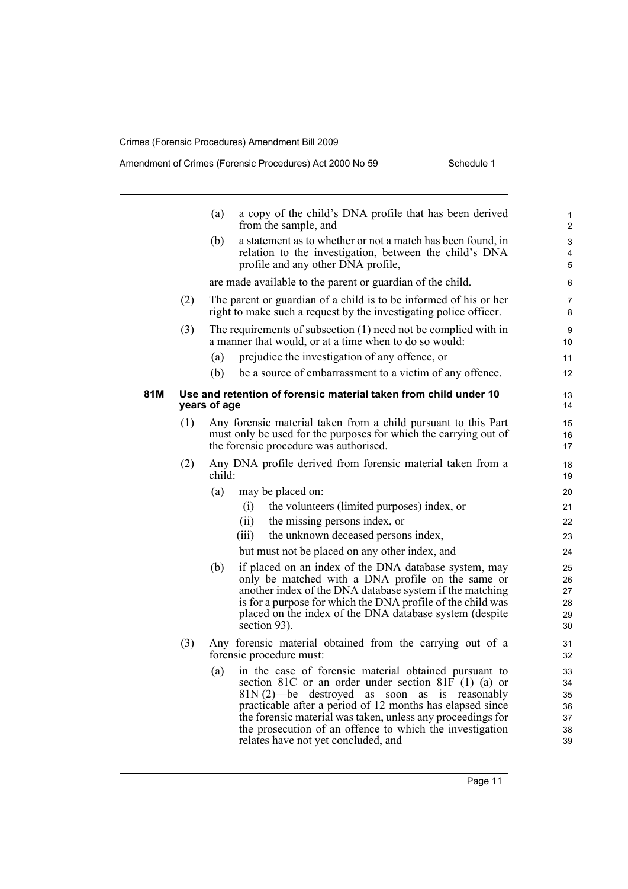(a) a copy of the child's DNA profile that has been derived from the sample, and

(b) a statement as to whether or not a match has been found, in relation to the investigation, between the child's DNA profile and any other DNA profile,

are made available to the parent or guardian of the child.

(2) The parent or guardian of a child is to be informed of his or her right to make such a request by the investigating police officer.

(3) The requirements of subsection (1) need not be complied with in a manner that would, or at a time when to do so would:

(a) prejudice the investigation of any offence, or

(b) be a source of embarrassment to a victim of any offence.

**81M Use and retention of forensic material taken from child under 10 years of age**

(1) Any forensic material taken from a child pursuant to this Part must only be used for the purposes for which the carrying out of the forensic procedure was authorised.

(2) Any DNA profile derived from forensic material taken from a child:

(a) may be placed on:

(i) the volunteers (limited purposes) index, or

(ii) the missing persons index, or

(iii) the unknown deceased persons index,

but must not be placed on any other index, and

(b) if placed on an index of the DNA database system, may only be matched with a DNA profile on the same or another index of the DNA database system if the matching is for a purpose for which the DNA profile of the child was placed on the index of the DNA database system (despite section 93).

(3) Any forensic material obtained from the carrying out of a forensic procedure must:

(a) in the case of forensic material obtained pursuant to section 81C or an order under section 81F (1) (a) or 81N (2)—be destroyed as soon as is reasonably practicable after a period of 12 months has elapsed since the forensic material was taken, unless any proceedings for the prosecution of an offence to which the investigation relates have not yet concluded, and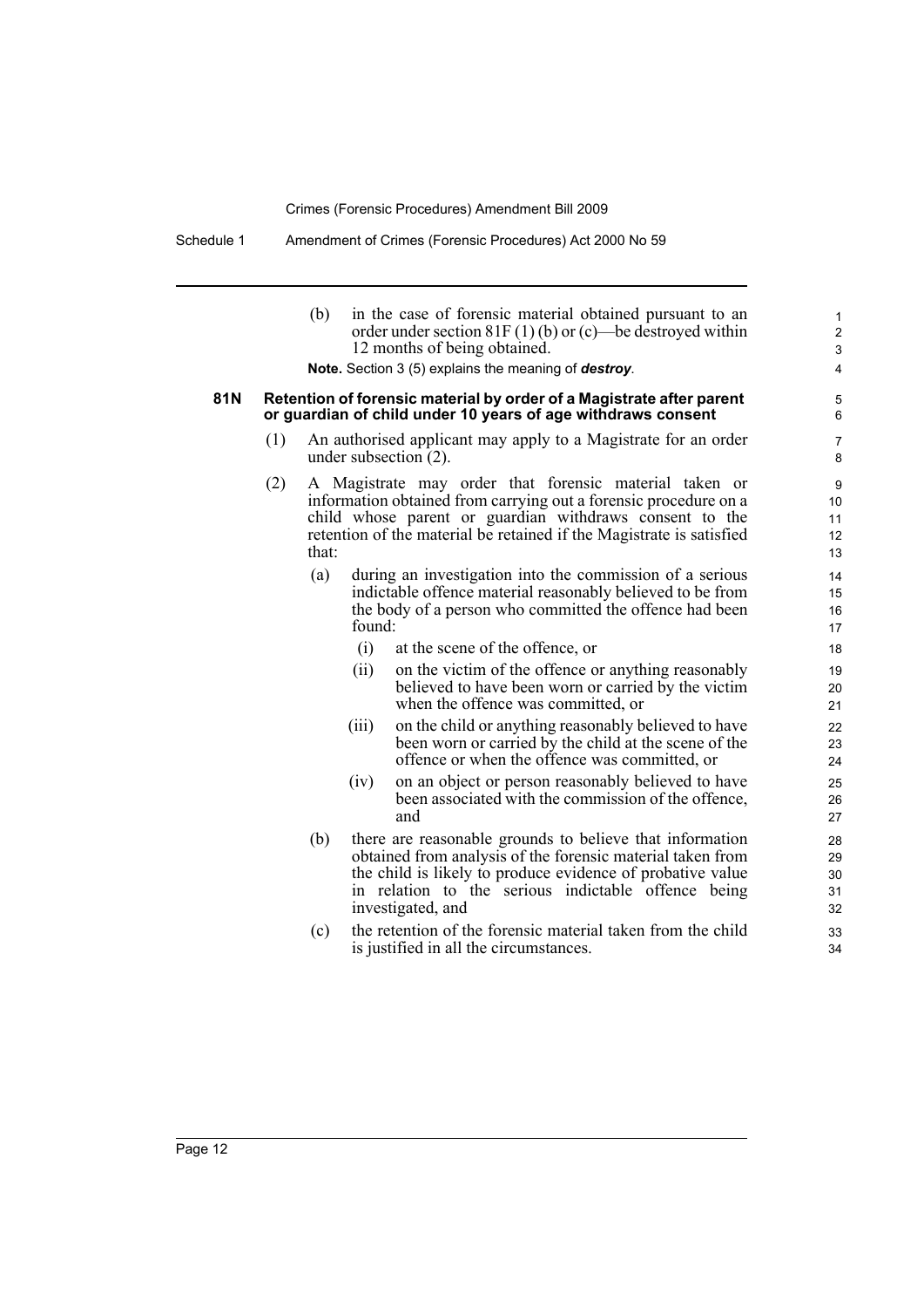(b) in the case of forensic material obtained pursuant to an order under section 81F (1) (b) or (c)—be destroyed within 12 months of being obtained.

**Note.** Section 3 (5) explains the meaning of ***destroy***.

### 81N Retention of forensic material by order of a Magistrate after parent or guardian of child under 10 years of age withdraws consent

(1) An authorised applicant may apply to a Magistrate for an order under subsection (2).

(2) A Magistrate may order that forensic material taken or information obtained from carrying out a forensic procedure on a child whose parent or guardian withdraws consent to the retention of the material be retained if the Magistrate is satisfied that:

(a) during an investigation into the commission of a serious indictable offence material reasonably believed to be from the body of a person who committed the offence had been found:

(i) at the scene of the offence, or

(ii) on the victim of the offence or anything reasonably believed to have been worn or carried by the victim when the offence was committed, or

(iii) on the child or anything reasonably believed to have been worn or carried by the child at the scene of the offence or when the offence was committed, or

(iv) on an object or person reasonably believed to have been associated with the commission of the offence, and

(b) there are reasonable grounds to believe that information obtained from analysis of the forensic material taken from the child is likely to produce evidence of probative value in relation to the serious indictable offence being investigated, and

(c) the retention of the forensic material taken from the child is justified in all the circumstances.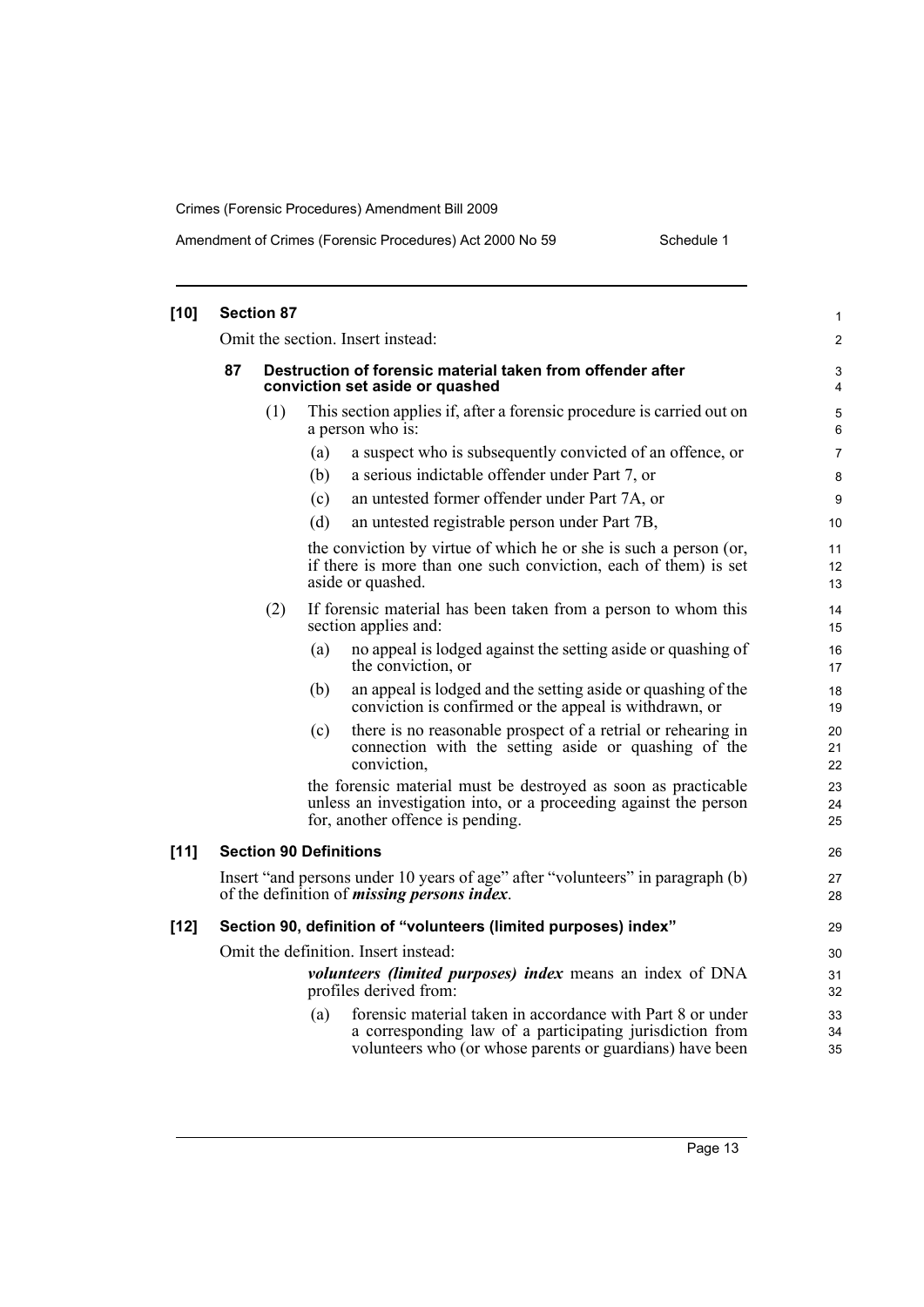**[10] Section 87**

Omit the section. Insert instead:

**87 Destruction of forensic material taken from offender after conviction set aside or quashed**

(1) This section applies if, after a forensic procedure is carried out on a person who is:

- (a) a suspect who is subsequently convicted of an offence, or
- (b) a serious indictable offender under Part 7, or
- (c) an untested former offender under Part 7A, or
- (d) an untested registrable person under Part 7B,

the conviction by virtue of which he or she is such a person (or, if there is more than one such conviction, each of them) is set aside or quashed.

(2) If forensic material has been taken from a person to whom this section applies and:

- (a) no appeal is lodged against the setting aside or quashing of the conviction, or
- (b) an appeal is lodged and the setting aside or quashing of the conviction is confirmed or the appeal is withdrawn, or
- (c) there is no reasonable prospect of a retrial or rehearing in connection with the setting aside or quashing of the conviction,

the forensic material must be destroyed as soon as practicable unless an investigation into, or a proceeding against the person for, another offence is pending.

**[11] Section 90 Definitions**

Insert "and persons under 10 years of age" after "volunteers" in paragraph (b) of the definition of ***missing persons index***.

**[12] Section 90, definition of "volunteers (limited purposes) index"**

Omit the definition. Insert instead:

***volunteers (limited purposes) index*** means an index of DNA profiles derived from:

- (a) forensic material taken in accordance with Part 8 or under a corresponding law of a participating jurisdiction from volunteers who (or whose parents or guardians) have been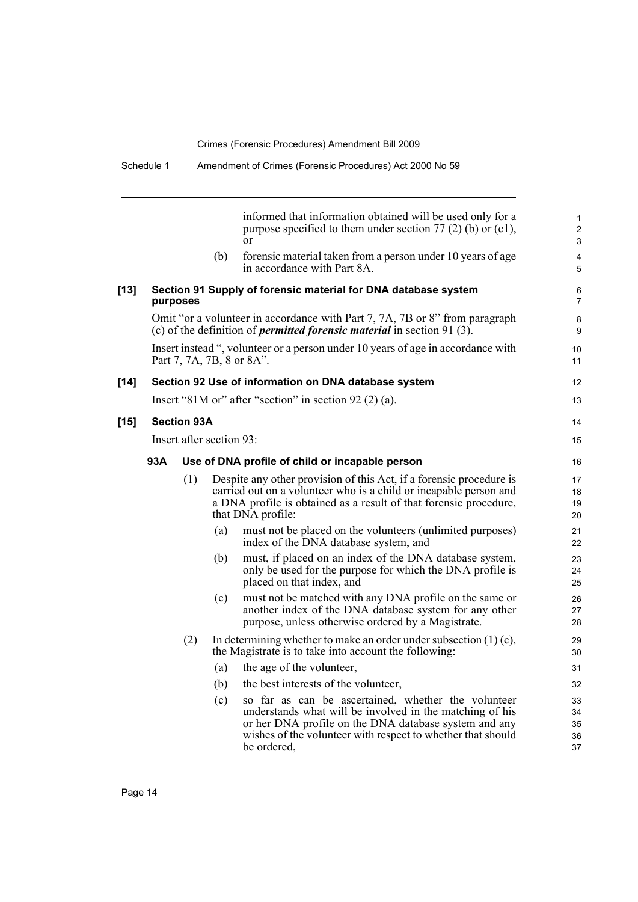informed that information obtained will be used only for a purpose specified to them under section 77 (2) (b) or (c1), or

(b) forensic material taken from a person under 10 years of age in accordance with Part 8A.

**[13] Section 91 Supply of forensic material for DNA database system purposes**

Omit "or a volunteer in accordance with Part 7, 7A, 7B or 8" from paragraph (c) of the definition of ***permitted forensic material*** in section 91 (3).

Insert instead ", volunteer or a person under 10 years of age in accordance with Part 7, 7A, 7B, 8 or 8A".

**[14] Section 92 Use of information on DNA database system**

Insert "81M or" after "section" in section 92 (2) (a).

**[15] Section 93A**

Insert after section 93:

**93A Use of DNA profile of child or incapable person**

(1) Despite any other provision of this Act, if a forensic procedure is carried out on a volunteer who is a child or incapable person and a DNA profile is obtained as a result of that forensic procedure, that DNA profile:

(a) must not be placed on the volunteers (unlimited purposes) index of the DNA database system, and

(b) must, if placed on an index of the DNA database system, only be used for the purpose for which the DNA profile is placed on that index, and

(c) must not be matched with any DNA profile on the same or another index of the DNA database system for any other purpose, unless otherwise ordered by a Magistrate.

(2) In determining whether to make an order under subsection (1) (c), the Magistrate is to take into account the following:

(a) the age of the volunteer,

(b) the best interests of the volunteer,

(c) so far as can be ascertained, whether the volunteer understands what will be involved in the matching of his or her DNA profile on the DNA database system and any wishes of the volunteer with respect to whether that should be ordered,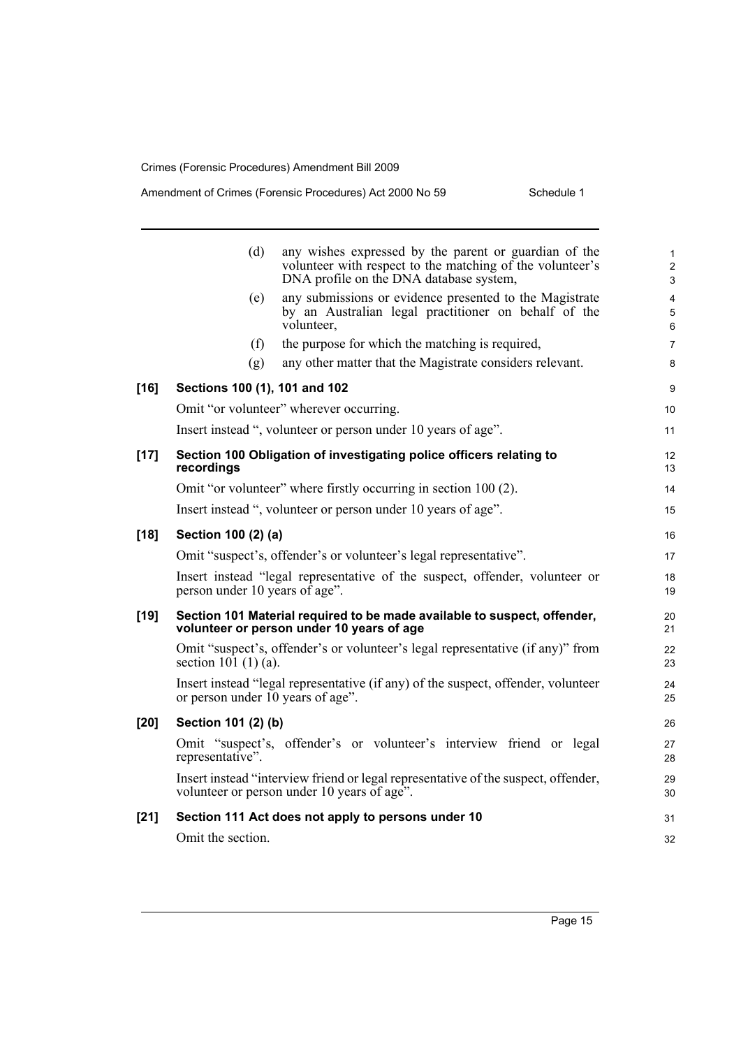(d) any wishes expressed by the parent or guardian of the volunteer with respect to the matching of the volunteer's DNA profile on the DNA database system,

(e) any submissions or evidence presented to the Magistrate by an Australian legal practitioner on behalf of the volunteer,

(f) the purpose for which the matching is required,

(g) any other matter that the Magistrate considers relevant.

**[16] Sections 100 (1), 101 and 102**

Omit "or volunteer" wherever occurring.

Insert instead ", volunteer or person under 10 years of age".

**[17] Section 100 Obligation of investigating police officers relating to recordings**

Omit "or volunteer" where firstly occurring in section 100 (2).

Insert instead ", volunteer or person under 10 years of age".

**[18] Section 100 (2) (a)**

Omit "suspect's, offender's or volunteer's legal representative".

Insert instead "legal representative of the suspect, offender, volunteer or person under 10 years of age".

**[19] Section 101 Material required to be made available to suspect, offender, volunteer or person under 10 years of age**

Omit "suspect's, offender's or volunteer's legal representative (if any)" from section 101 (1) (a).

Insert instead "legal representative (if any) of the suspect, offender, volunteer or person under 10 years of age".

**[20] Section 101 (2) (b)**

Omit "suspect's, offender's or volunteer's interview friend or legal representative".

Insert instead "interview friend or legal representative of the suspect, offender, volunteer or person under 10 years of age".

**[21] Section 111 Act does not apply to persons under 10**

Omit the section.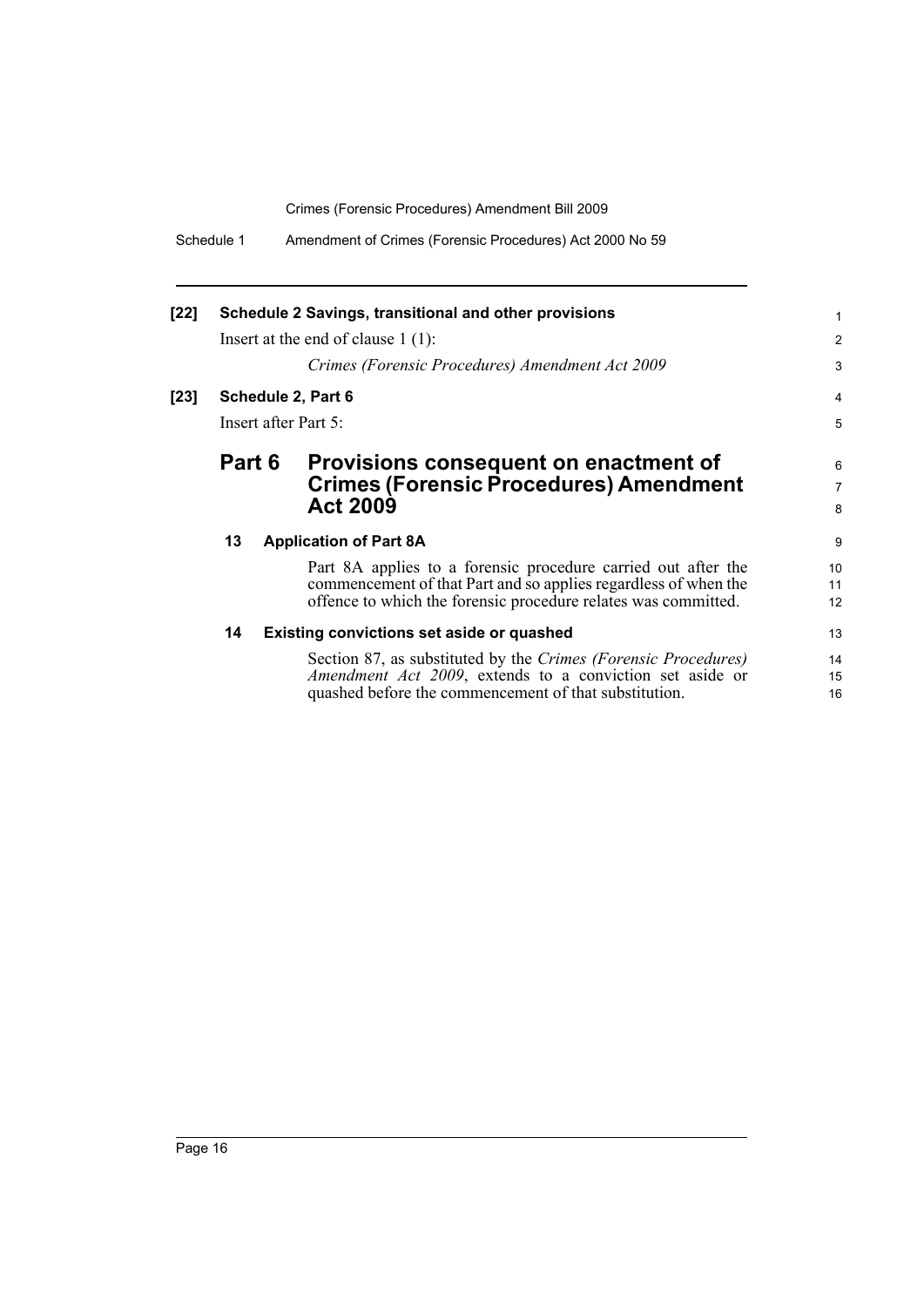**[22] Schedule 2 Savings, transitional and other provisions**

Insert at the end of clause 1 (1):

*Crimes (Forensic Procedures) Amendment Act 2009*

**[23] Schedule 2, Part 6**

Insert after Part 5:

## Part 6 Provisions consequent on enactment of Crimes (Forensic Procedures) Amendment Act 2009

### 13 Application of Part 8A

Part 8A applies to a forensic procedure carried out after the commencement of that Part and so applies regardless of when the offence to which the forensic procedure relates was committed.

### 14 Existing convictions set aside or quashed

Section 87, as substituted by the *Crimes (Forensic Procedures) Amendment Act 2009*, extends to a conviction set aside or quashed before the commencement of that substitution.